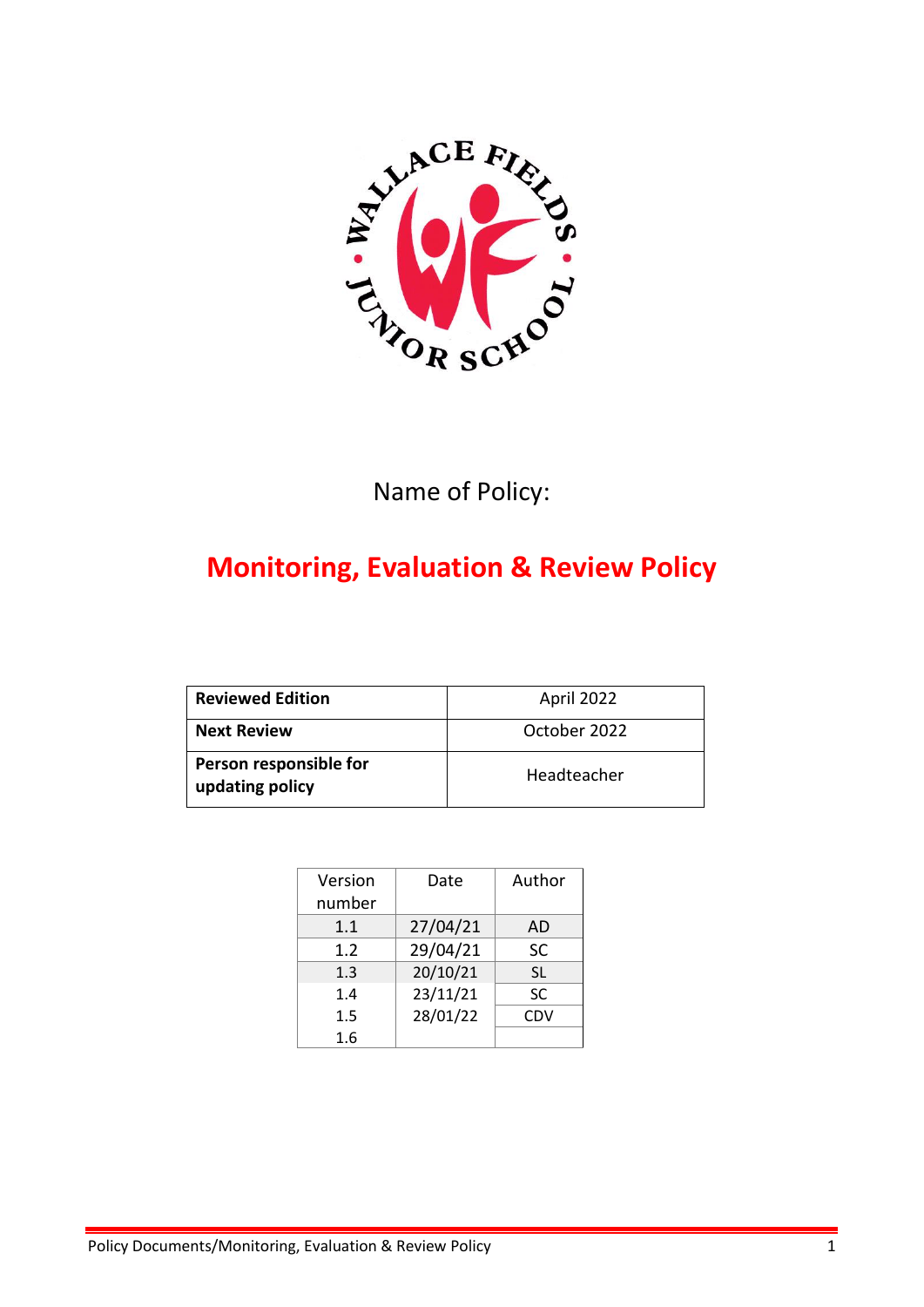Name of Policy:

# Monitoring, Evaluation & Review Policy

| **Reviewed Edition** | April 2022 |
|---|---|
| **Next Review** | October 2022 |
| **Person responsible for updating policy** | Headteacher |

| Version number | Date | Author |
|---|---|---|
| 1.1 | 27/04/21 | AD |
| 1.2 | 29/04/21 | SC |
| 1.3 | 20/10/21 | SL |
| 1.4 | 23/11/21 | SC |
| 1.5 | 28/01/22 | CDV |
| 1.6 | | |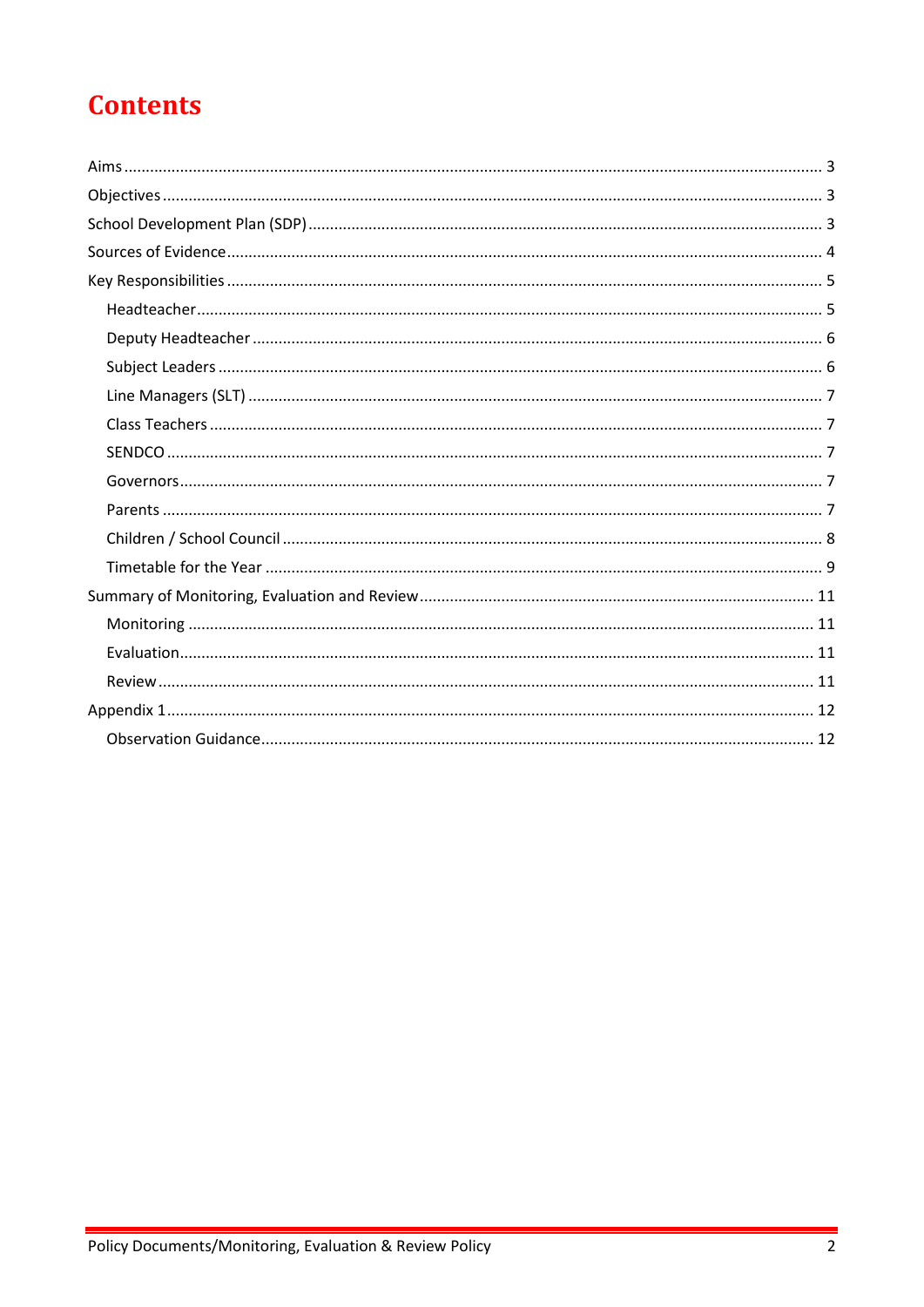# Contents

- Aims ... 3
- Objectives ... 3
- School Development Plan (SDP) ... 3
- Sources of Evidence ... 4
- Key Responsibilities ... 5
  - Headteacher ... 5
  - Deputy Headteacher ... 6
  - Subject Leaders ... 6
  - Line Managers (SLT) ... 7
  - Class Teachers ... 7
  - SENDCO ... 7
  - Governors ... 7
  - Parents ... 7
  - Children / School Council ... 8
  - Timetable for the Year ... 9
- Summary of Monitoring, Evaluation and Review ... 11
  - Monitoring ... 11
  - Evaluation ... 11
  - Review ... 11
- Appendix 1 ... 12
  - Observation Guidance ... 12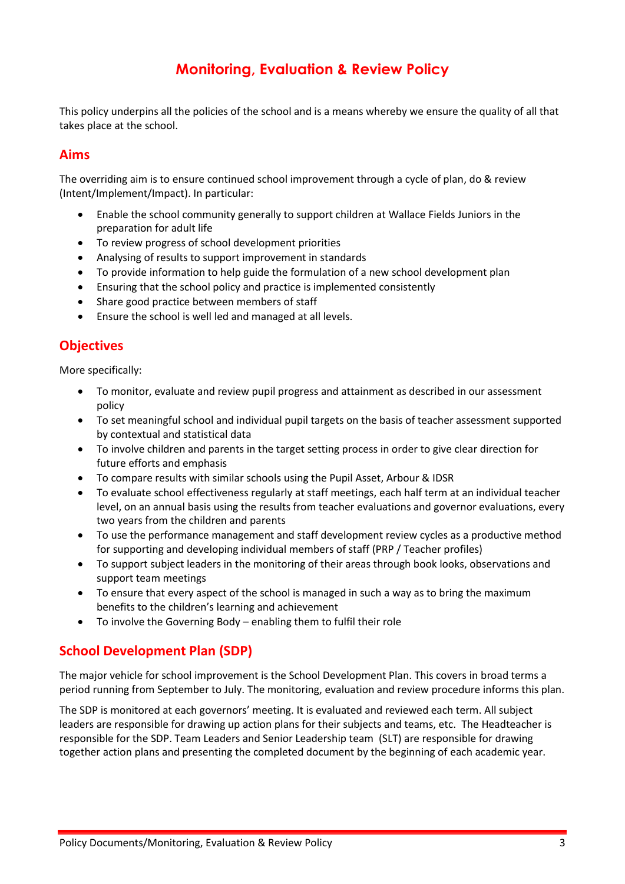# Monitoring, Evaluation & Review Policy

This policy underpins all the policies of the school and is a means whereby we ensure the quality of all that takes place at the school.

## Aims

The overriding aim is to ensure continued school improvement through a cycle of plan, do & review (Intent/Implement/Impact). In particular:

- Enable the school community generally to support children at Wallace Fields Juniors in the preparation for adult life
- To review progress of school development priorities
- Analysing of results to support improvement in standards
- To provide information to help guide the formulation of a new school development plan
- Ensuring that the school policy and practice is implemented consistently
- Share good practice between members of staff
- Ensure the school is well led and managed at all levels.

## Objectives

More specifically:

- To monitor, evaluate and review pupil progress and attainment as described in our assessment policy
- To set meaningful school and individual pupil targets on the basis of teacher assessment supported by contextual and statistical data
- To involve children and parents in the target setting process in order to give clear direction for future efforts and emphasis
- To compare results with similar schools using the Pupil Asset, Arbour & IDSR
- To evaluate school effectiveness regularly at staff meetings, each half term at an individual teacher level, on an annual basis using the results from teacher evaluations and governor evaluations, every two years from the children and parents
- To use the performance management and staff development review cycles as a productive method for supporting and developing individual members of staff (PRP / Teacher profiles)
- To support subject leaders in the monitoring of their areas through book looks, observations and support team meetings
- To ensure that every aspect of the school is managed in such a way as to bring the maximum benefits to the children's learning and achievement
- To involve the Governing Body – enabling them to fulfil their role

## School Development Plan (SDP)

The major vehicle for school improvement is the School Development Plan. This covers in broad terms a period running from September to July. The monitoring, evaluation and review procedure informs this plan.

The SDP is monitored at each governors' meeting. It is evaluated and reviewed each term. All subject leaders are responsible for drawing up action plans for their subjects and teams, etc. The Headteacher is responsible for the SDP. Team Leaders and Senior Leadership team (SLT) are responsible for drawing together action plans and presenting the completed document by the beginning of each academic year.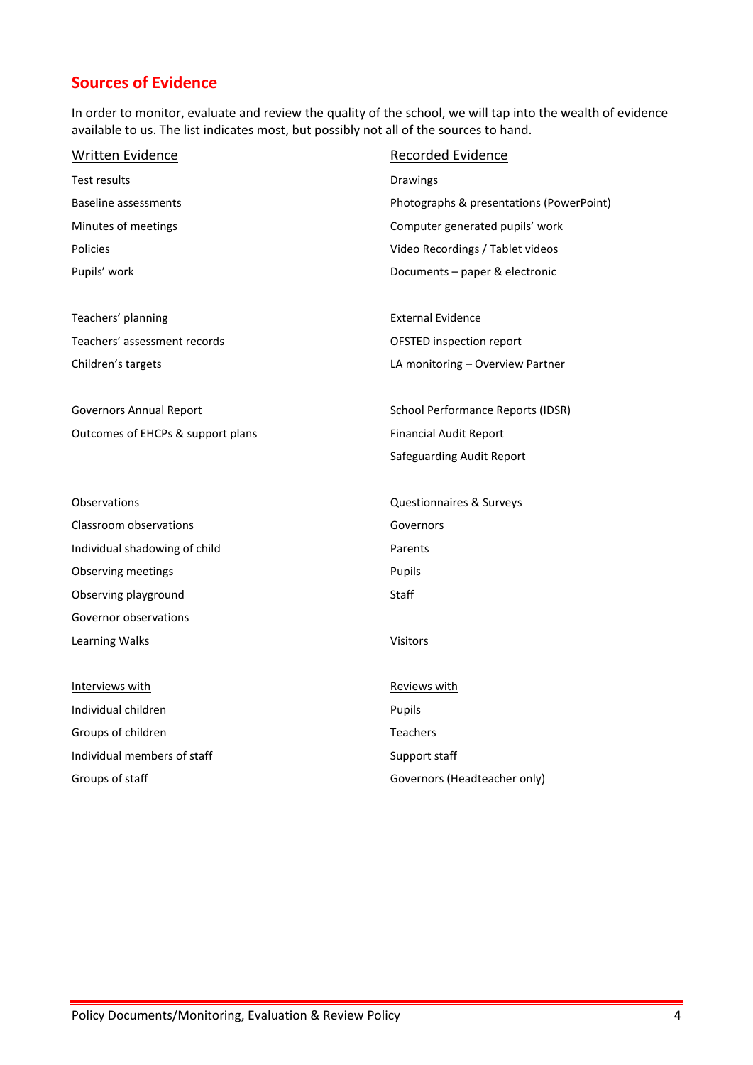## Sources of Evidence

In order to monitor, evaluate and review the quality of the school, we will tap into the wealth of evidence available to us. The list indicates most, but possibly not all of the sources to hand.

### Written Evidence

- Test results
- Baseline assessments
- Minutes of meetings
- Policies
- Pupils' work

- Teachers' planning
- Teachers' assessment records
- Children's targets

- Governors Annual Report
- Outcomes of EHCPs & support plans

### Recorded Evidence

- Drawings
- Photographs & presentations (PowerPoint)
- Computer generated pupils' work
- Video Recordings / Tablet videos
- Documents – paper & electronic

### External Evidence

- OFSTED inspection report
- LA monitoring – Overview Partner

- School Performance Reports (IDSR)
- Financial Audit Report
- Safeguarding Audit Report

### Observations

- Classroom observations
- Individual shadowing of child
- Observing meetings
- Observing playground
- Governor observations
- Learning Walks

### Questionnaires & Surveys

- Governors
- Parents
- Pupils
- Staff

- Visitors

### Interviews with

- Individual children
- Groups of children
- Individual members of staff
- Groups of staff

### Reviews with

- Pupils
- Teachers
- Support staff
- Governors (Headteacher only)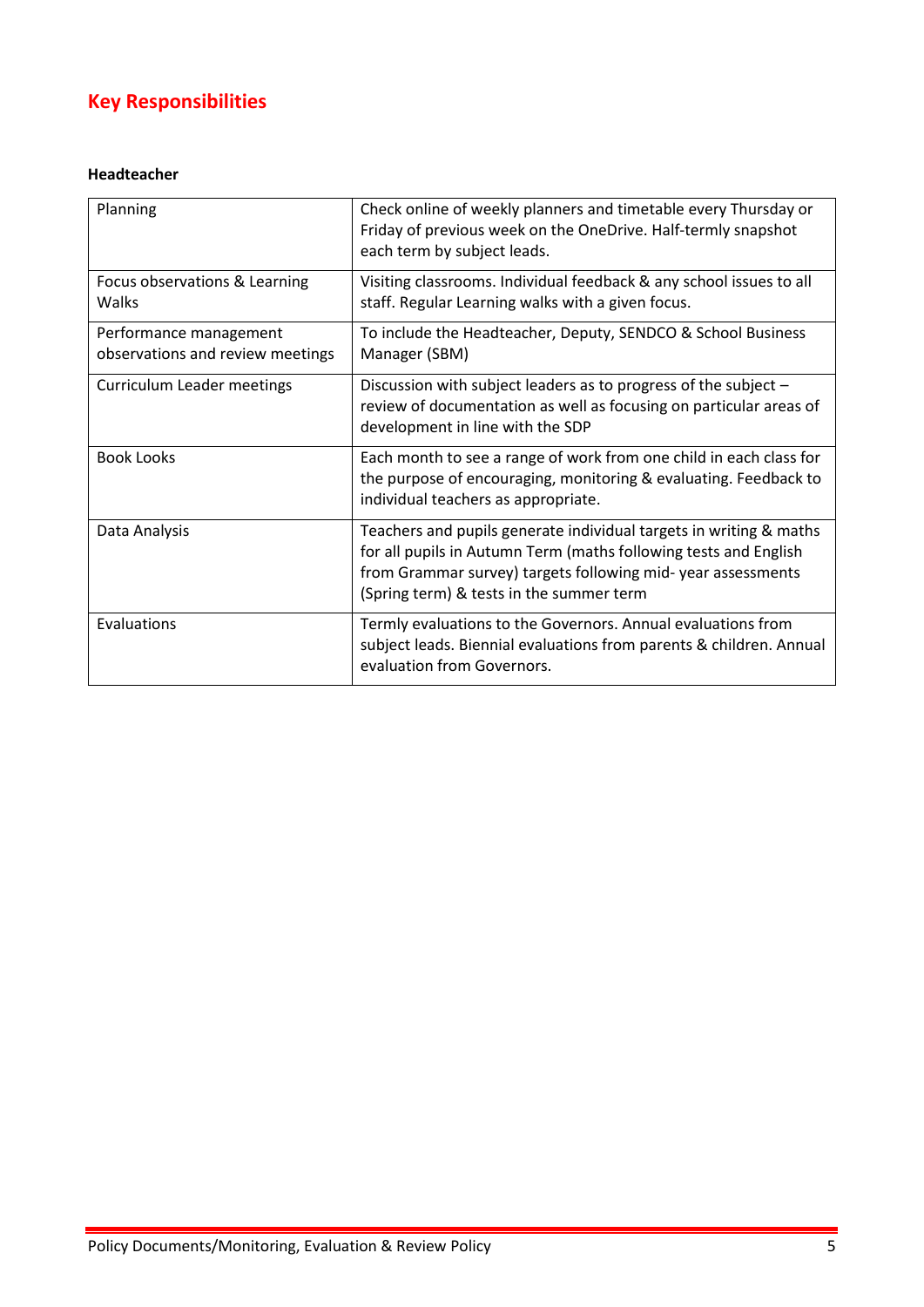## Key Responsibilities

**Headteacher**

| | |
|---|---|
| Planning | Check online of weekly planners and timetable every Thursday or Friday of previous week on the OneDrive. Half-termly snapshot each term by subject leads. |
| Focus observations & Learning Walks | Visiting classrooms. Individual feedback & any school issues to all staff. Regular Learning walks with a given focus. |
| Performance management observations and review meetings | To include the Headteacher, Deputy, SENDCO & School Business Manager (SBM) |
| Curriculum Leader meetings | Discussion with subject leaders as to progress of the subject – review of documentation as well as focusing on particular areas of development in line with the SDP |
| Book Looks | Each month to see a range of work from one child in each class for the purpose of encouraging, monitoring & evaluating. Feedback to individual teachers as appropriate. |
| Data Analysis | Teachers and pupils generate individual targets in writing & maths for all pupils in Autumn Term (maths following tests and English from Grammar survey) targets following mid- year assessments (Spring term) & tests in the summer term |
| Evaluations | Termly evaluations to the Governors. Annual evaluations from subject leads. Biennial evaluations from parents & children. Annual evaluation from Governors. |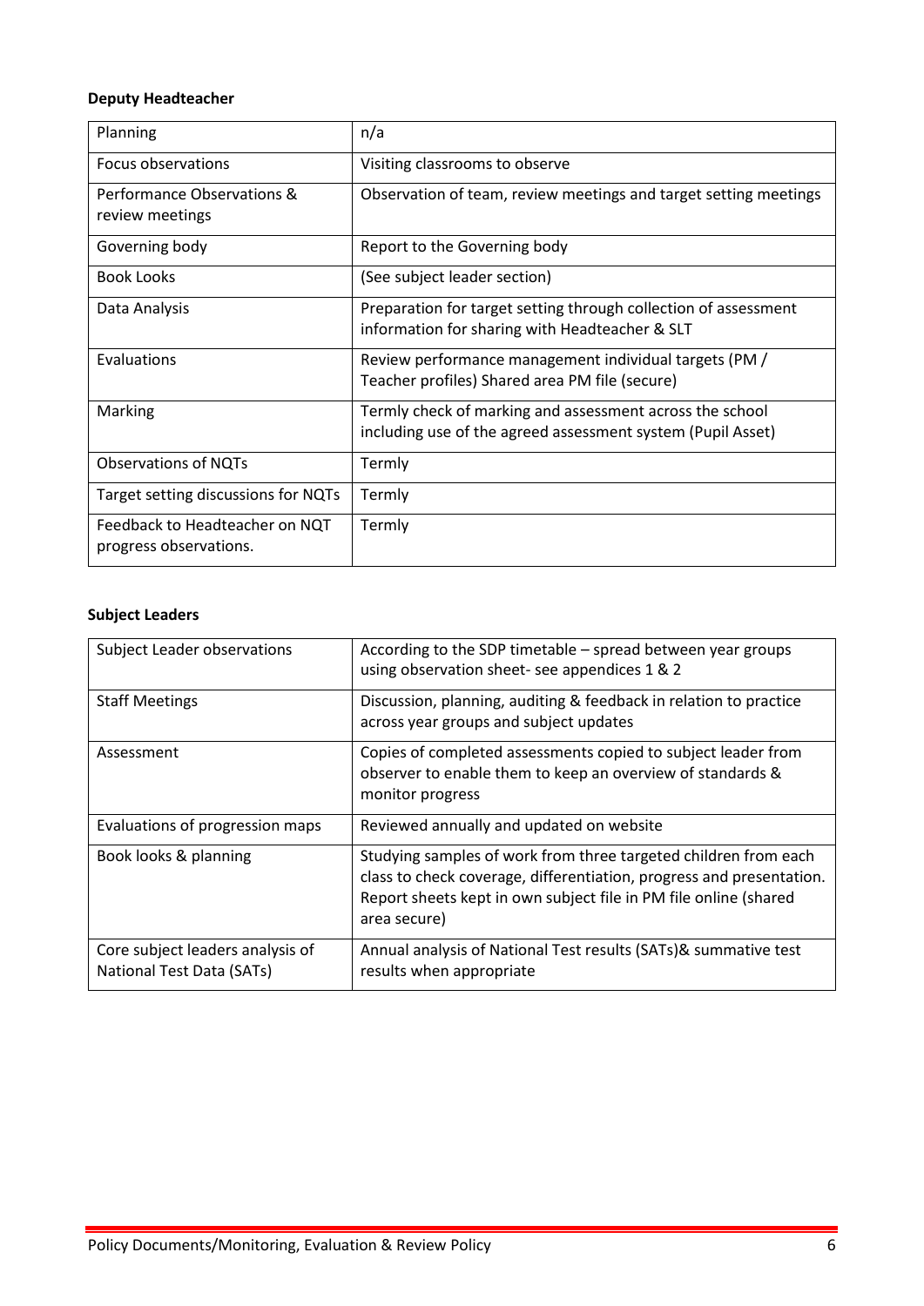**Deputy Headteacher**

| Planning | n/a |
|---|---|
| Focus observations | Visiting classrooms to observe |
| Performance Observations & review meetings | Observation of team, review meetings and target setting meetings |
| Governing body | Report to the Governing body |
| Book Looks | (See subject leader section) |
| Data Analysis | Preparation for target setting through collection of assessment information for sharing with Headteacher & SLT |
| Evaluations | Review performance management individual targets (PM / Teacher profiles) Shared area PM file (secure) |
| Marking | Termly check of marking and assessment across the school including use of the agreed assessment system (Pupil Asset) |
| Observations of NQTs | Termly |
| Target setting discussions for NQTs | Termly |
| Feedback to Headteacher on NQT progress observations. | Termly |

**Subject Leaders**

| Subject Leader observations | According to the SDP timetable – spread between year groups using observation sheet- see appendices 1 & 2 |
|---|---|
| Staff Meetings | Discussion, planning, auditing & feedback in relation to practice across year groups and subject updates |
| Assessment | Copies of completed assessments copied to subject leader from observer to enable them to keep an overview of standards & monitor progress |
| Evaluations of progression maps | Reviewed annually and updated on website |
| Book looks & planning | Studying samples of work from three targeted children from each class to check coverage, differentiation, progress and presentation. Report sheets kept in own subject file in PM file online (shared area secure) |
| Core subject leaders analysis of National Test Data (SATs) | Annual analysis of National Test results (SATs)& summative test results when appropriate |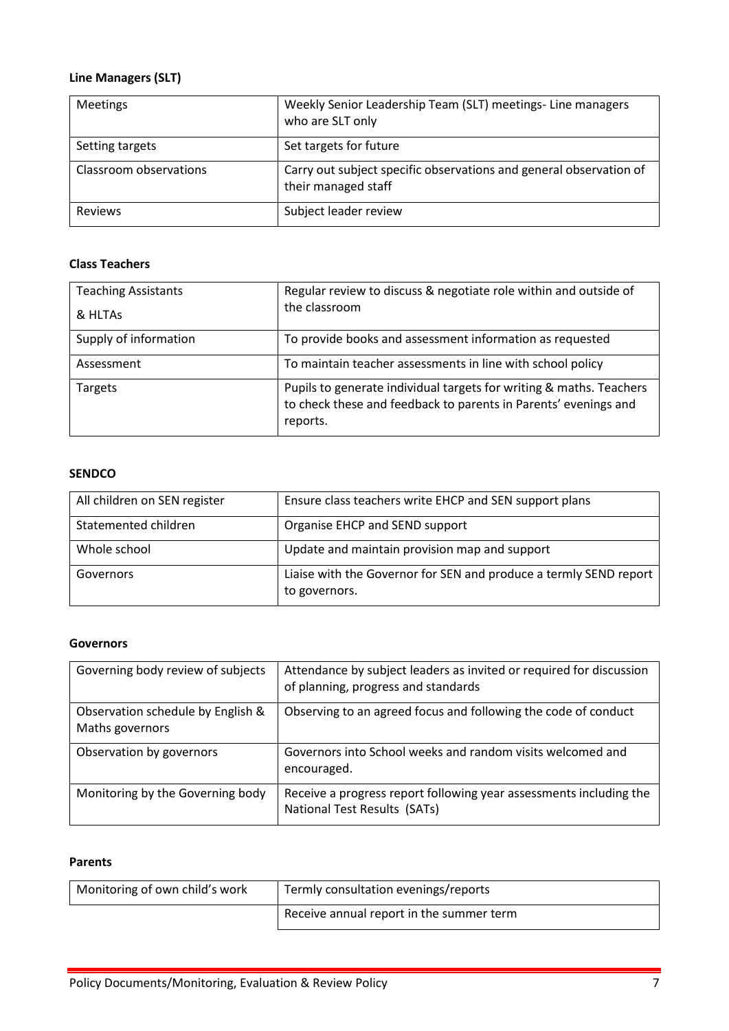**Line Managers (SLT)**

| Meetings | Weekly Senior Leadership Team (SLT) meetings- Line managers who are SLT only |
|---|---|
| Setting targets | Set targets for future |
| Classroom observations | Carry out subject specific observations and general observation of their managed staff |
| Reviews | Subject leader review |

**Class Teachers**

| Teaching Assistants & HLTAs | Regular review to discuss & negotiate role within and outside of the classroom |
|---|---|
| Supply of information | To provide books and assessment information as requested |
| Assessment | To maintain teacher assessments in line with school policy |
| Targets | Pupils to generate individual targets for writing & maths. Teachers to check these and feedback to parents in Parents' evenings and reports. |

**SENDCO**

| All children on SEN register | Ensure class teachers write EHCP and SEN support plans |
|---|---|
| Statemented children | Organise EHCP and SEND support |
| Whole school | Update and maintain provision map and support |
| Governors | Liaise with the Governor for SEN and produce a termly SEND report to governors. |

**Governors**

| Governing body review of subjects | Attendance by subject leaders as invited or required for discussion of planning, progress and standards |
|---|---|
| Observation schedule by English & Maths governors | Observing to an agreed focus and following the code of conduct |
| Observation by governors | Governors into School weeks and random visits welcomed and encouraged. |
| Monitoring by the Governing body | Receive a progress report following year assessments including the National Test Results (SATs) |

**Parents**

| Monitoring of own child's work | Termly consultation evenings/reports |
|---|---|
| | Receive annual report in the summer term |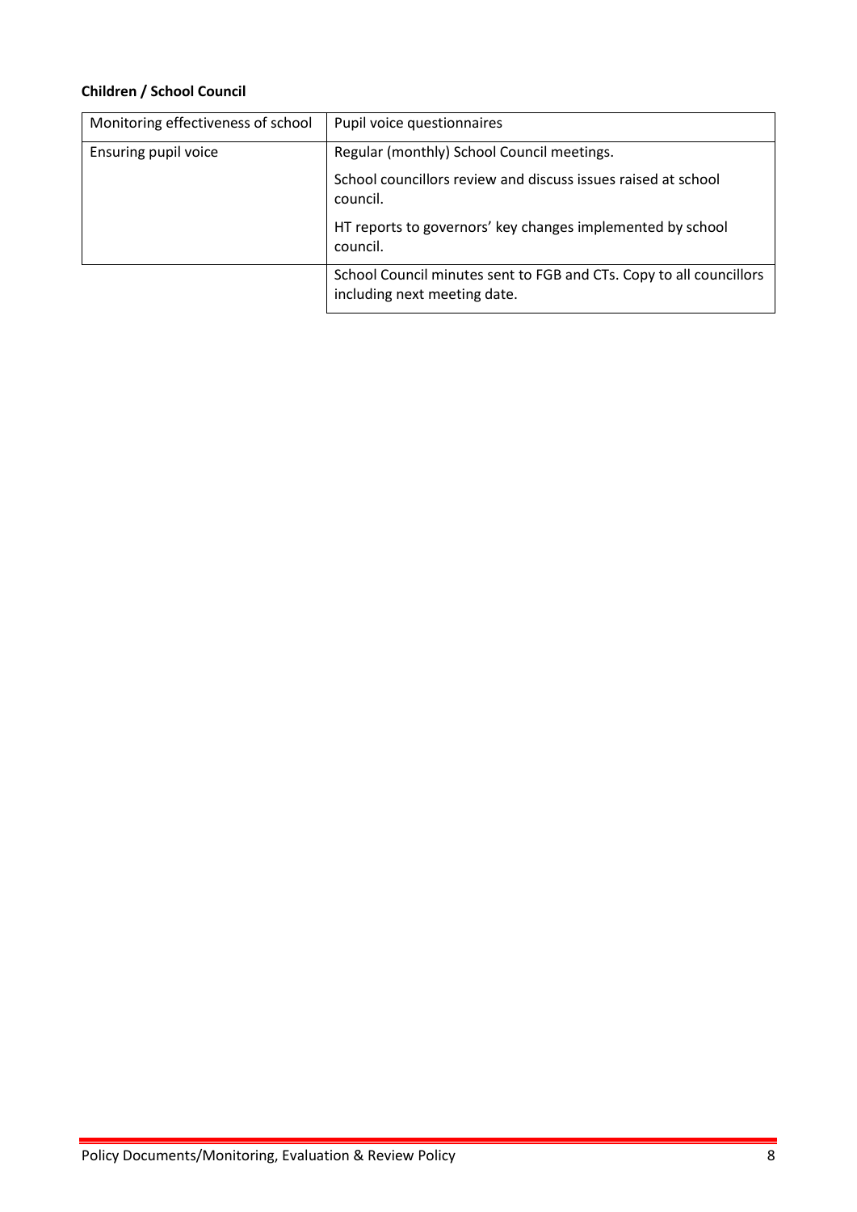**Children / School Council**

| | |
|---|---|
| Monitoring effectiveness of school | Pupil voice questionnaires |
| Ensuring pupil voice | Regular (monthly) School Council meetings.<br><br>School councillors review and discuss issues raised at school council.<br><br>HT reports to governors' key changes implemented by school council. |
| | School Council minutes sent to FGB and CTs. Copy to all councillors including next meeting date. |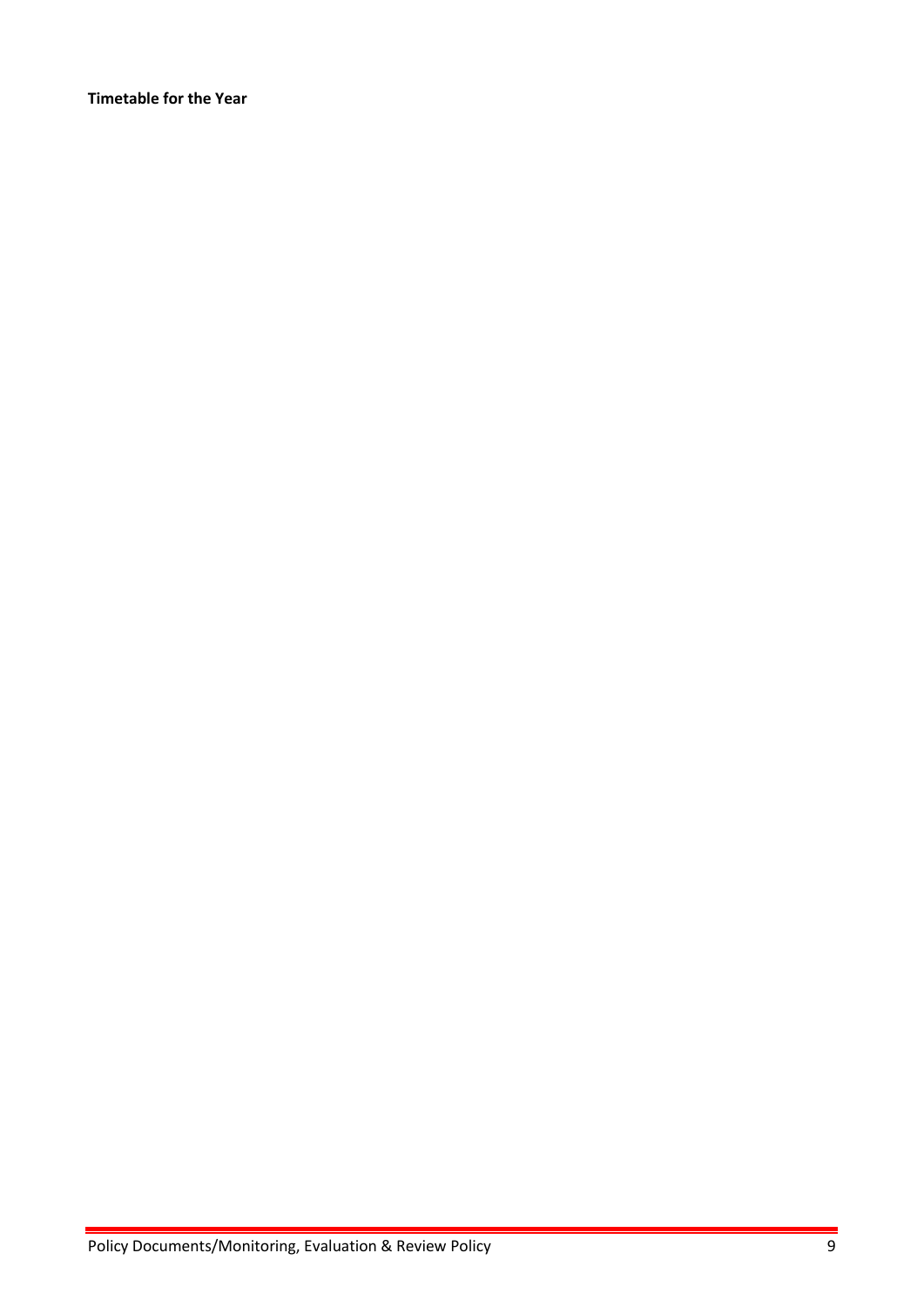**Timetable for the Year**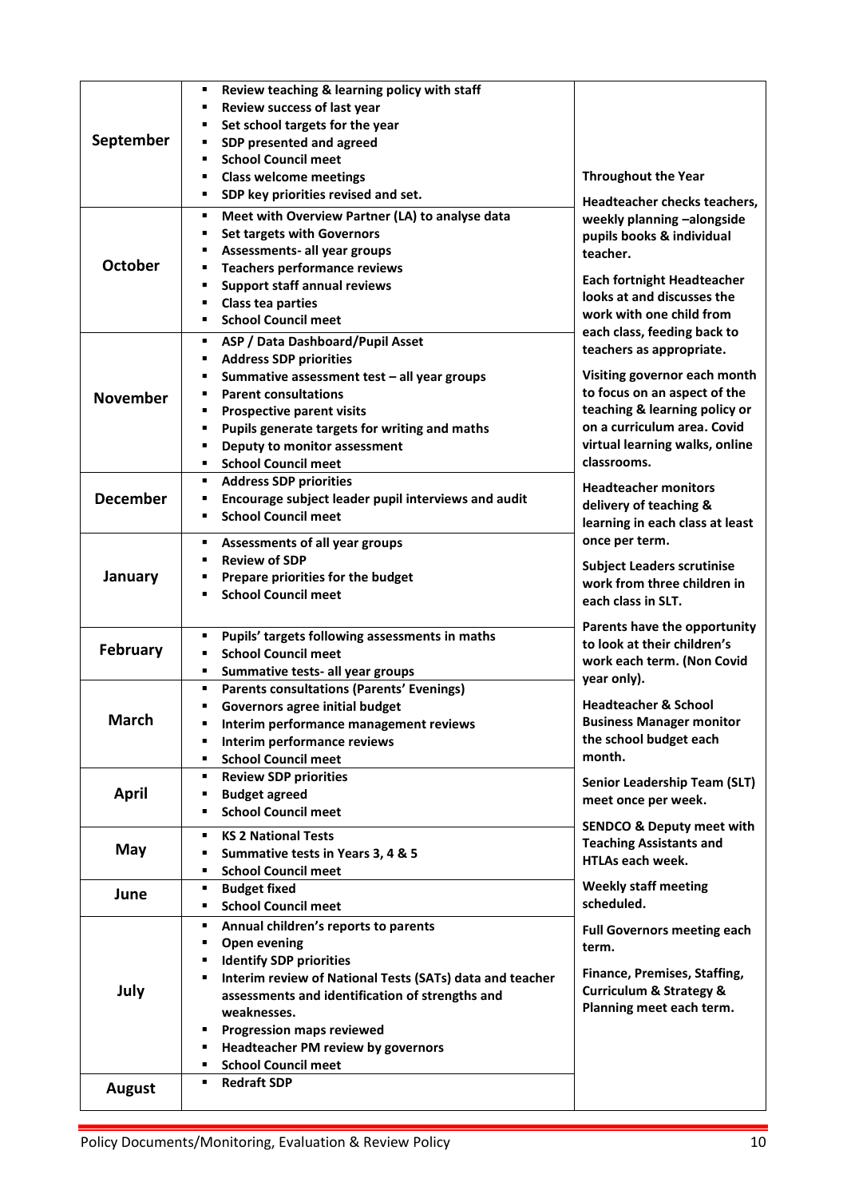| Month | Activities | Throughout the Year |
|---|---|---|
| **September** | ▪ **Review teaching & learning policy with staff**<br>▪ **Review success of last year**<br>▪ **Set school targets for the year**<br>▪ **SDP presented and agreed**<br>▪ **School Council meet**<br>▪ **Class welcome meetings**<br>▪ **SDP key priorities revised and set.** | **Throughout the Year**<br><br>**Headteacher checks teachers, weekly planning –alongside pupils books & individual teacher.**<br><br>**Each fortnight Headteacher looks at and discusses the work with one child from each class, feeding back to teachers as appropriate.**<br><br>**Visiting governor each month to focus on an aspect of the teaching & learning policy or on a curriculum area. Covid virtual learning walks, online classrooms.**<br><br>**Headteacher monitors delivery of teaching & learning in each class at least once per term.**<br><br>**Subject Leaders scrutinise work from three children in each class in SLT.**<br><br>**Parents have the opportunity to look at their children's work each term. (Non Covid year only).**<br><br>**Headteacher & School Business Manager monitor the school budget each month.**<br><br>**Senior Leadership Team (SLT) meet once per week.**<br><br>**SENDCO & Deputy meet with Teaching Assistants and HTLAs each week.**<br><br>**Weekly staff meeting scheduled.**<br><br>**Full Governors meeting each term.**<br><br>**Finance, Premises, Staffing, Curriculum & Strategy & Planning meet each term.** |
| **October** | ▪ **Meet with Overview Partner (LA) to analyse data**<br>▪ **Set targets with Governors**<br>▪ **Assessments- all year groups**<br>▪ **Teachers performance reviews**<br>▪ **Support staff annual reviews**<br>▪ **Class tea parties**<br>▪ **School Council meet** | |
| **November** | ▪ **ASP / Data Dashboard/Pupil Asset**<br>▪ **Address SDP priorities**<br>▪ **Summative assessment test – all year groups**<br>▪ **Parent consultations**<br>▪ **Prospective parent visits**<br>▪ **Pupils generate targets for writing and maths**<br>▪ **Deputy to monitor assessment**<br>▪ **School Council meet** | |
| **December** | ▪ **Address SDP priorities**<br>▪ **Encourage subject leader pupil interviews and audit**<br>▪ **School Council meet** | |
| **January** | ▪ **Assessments of all year groups**<br>▪ **Review of SDP**<br>▪ **Prepare priorities for the budget**<br>▪ **School Council meet** | |
| **February** | ▪ **Pupils' targets following assessments in maths**<br>▪ **School Council meet**<br>▪ **Summative tests- all year groups** | |
| **March** | ▪ **Parents consultations (Parents' Evenings)**<br>▪ **Governors agree initial budget**<br>▪ **Interim performance management reviews**<br>▪ **Interim performance reviews**<br>▪ **School Council meet** | |
| **April** | ▪ **Review SDP priorities**<br>▪ **Budget agreed**<br>▪ **School Council meet** | |
| **May** | ▪ **KS 2 National Tests**<br>▪ **Summative tests in Years 3, 4 & 5**<br>▪ **School Council meet** | |
| **June** | ▪ **Budget fixed**<br>▪ **School Council meet** | |
| **July** | ▪ **Annual children's reports to parents**<br>▪ **Open evening**<br>▪ **Identify SDP priorities**<br>▪ **Interim review of National Tests (SATs) data and teacher assessments and identification of strengths and weaknesses.**<br>▪ **Progression maps reviewed**<br>▪ **Headteacher PM review by governors**<br>▪ **School Council meet** | |
| **August** | ▪ **Redraft SDP** | |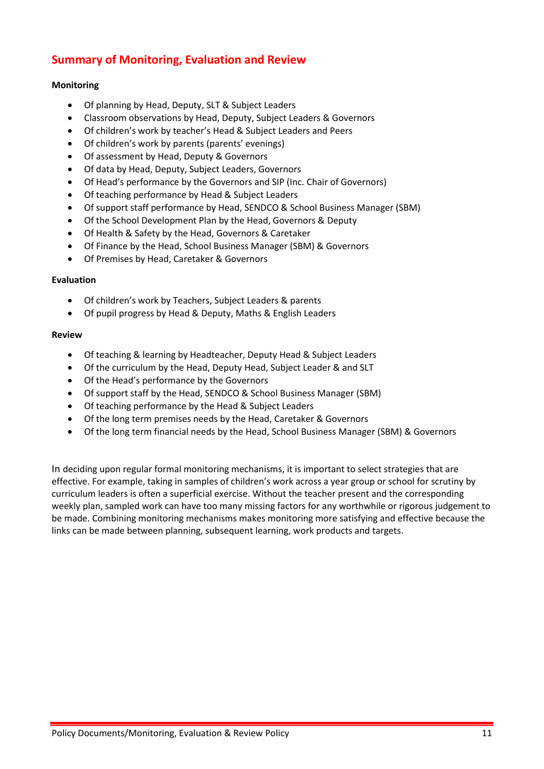## Summary of Monitoring, Evaluation and Review

**Monitoring**

- Of planning by Head, Deputy, SLT & Subject Leaders
- Classroom observations by Head, Deputy, Subject Leaders & Governors
- Of children's work by teacher's Head & Subject Leaders and Peers
- Of children's work by parents (parents' evenings)
- Of assessment by Head, Deputy & Governors
- Of data by Head, Deputy, Subject Leaders, Governors
- Of Head's performance by the Governors and SIP (Inc. Chair of Governors)
- Of teaching performance by Head & Subject Leaders
- Of support staff performance by Head, SENDCO & School Business Manager (SBM)
- Of the School Development Plan by the Head, Governors & Deputy
- Of Health & Safety by the Head, Governors & Caretaker
- Of Finance by the Head, School Business Manager (SBM) & Governors
- Of Premises by Head, Caretaker & Governors

**Evaluation**

- Of children's work by Teachers, Subject Leaders & parents
- Of pupil progress by Head & Deputy, Maths & English Leaders

**Review**

- Of teaching & learning by Headteacher, Deputy Head & Subject Leaders
- Of the curriculum by the Head, Deputy Head, Subject Leader & and SLT
- Of the Head's performance by the Governors
- Of support staff by the Head, SENDCO & School Business Manager (SBM)
- Of teaching performance by the Head & Subject Leaders
- Of the long term premises needs by the Head, Caretaker & Governors
- Of the long term financial needs by the Head, School Business Manager (SBM) & Governors

In deciding upon regular formal monitoring mechanisms, it is important to select strategies that are effective. For example, taking in samples of children's work across a year group or school for scrutiny by curriculum leaders is often a superficial exercise. Without the teacher present and the corresponding weekly plan, sampled work can have too many missing factors for any worthwhile or rigorous judgement to be made. Combining monitoring mechanisms makes monitoring more satisfying and effective because the links can be made between planning, subsequent learning, work products and targets.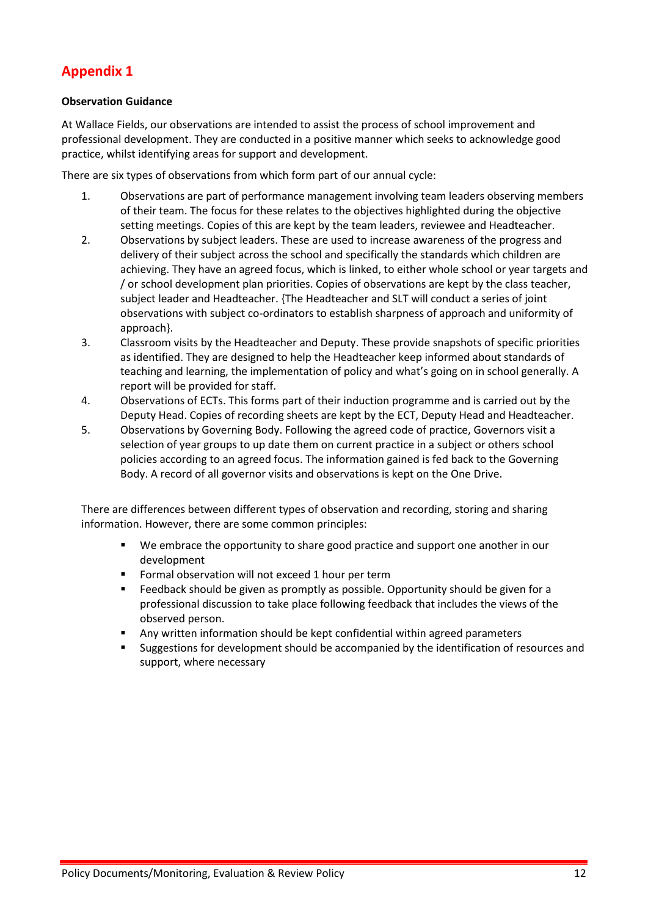## Appendix 1

**Observation Guidance**

At Wallace Fields, our observations are intended to assist the process of school improvement and professional development. They are conducted in a positive manner which seeks to acknowledge good practice, whilst identifying areas for support and development.

There are six types of observations from which form part of our annual cycle:

1. Observations are part of performance management involving team leaders observing members of their team. The focus for these relates to the objectives highlighted during the objective setting meetings. Copies of this are kept by the team leaders, reviewee and Headteacher.
2. Observations by subject leaders. These are used to increase awareness of the progress and delivery of their subject across the school and specifically the standards which children are achieving. They have an agreed focus, which is linked, to either whole school or year targets and / or school development plan priorities. Copies of observations are kept by the class teacher, subject leader and Headteacher. {The Headteacher and SLT will conduct a series of joint observations with subject co-ordinators to establish sharpness of approach and uniformity of approach}.
3. Classroom visits by the Headteacher and Deputy. These provide snapshots of specific priorities as identified. They are designed to help the Headteacher keep informed about standards of teaching and learning, the implementation of policy and what's going on in school generally. A report will be provided for staff.
4. Observations of ECTs. This forms part of their induction programme and is carried out by the Deputy Head. Copies of recording sheets are kept by the ECT, Deputy Head and Headteacher.
5. Observations by Governing Body. Following the agreed code of practice, Governors visit a selection of year groups to up date them on current practice in a subject or others school policies according to an agreed focus. The information gained is fed back to the Governing Body. A record of all governor visits and observations is kept on the One Drive.

There are differences between different types of observation and recording, storing and sharing information. However, there are some common principles:

- We embrace the opportunity to share good practice and support one another in our development
- Formal observation will not exceed 1 hour per term
- Feedback should be given as promptly as possible. Opportunity should be given for a professional discussion to take place following feedback that includes the views of the observed person.
- Any written information should be kept confidential within agreed parameters
- Suggestions for development should be accompanied by the identification of resources and support, where necessary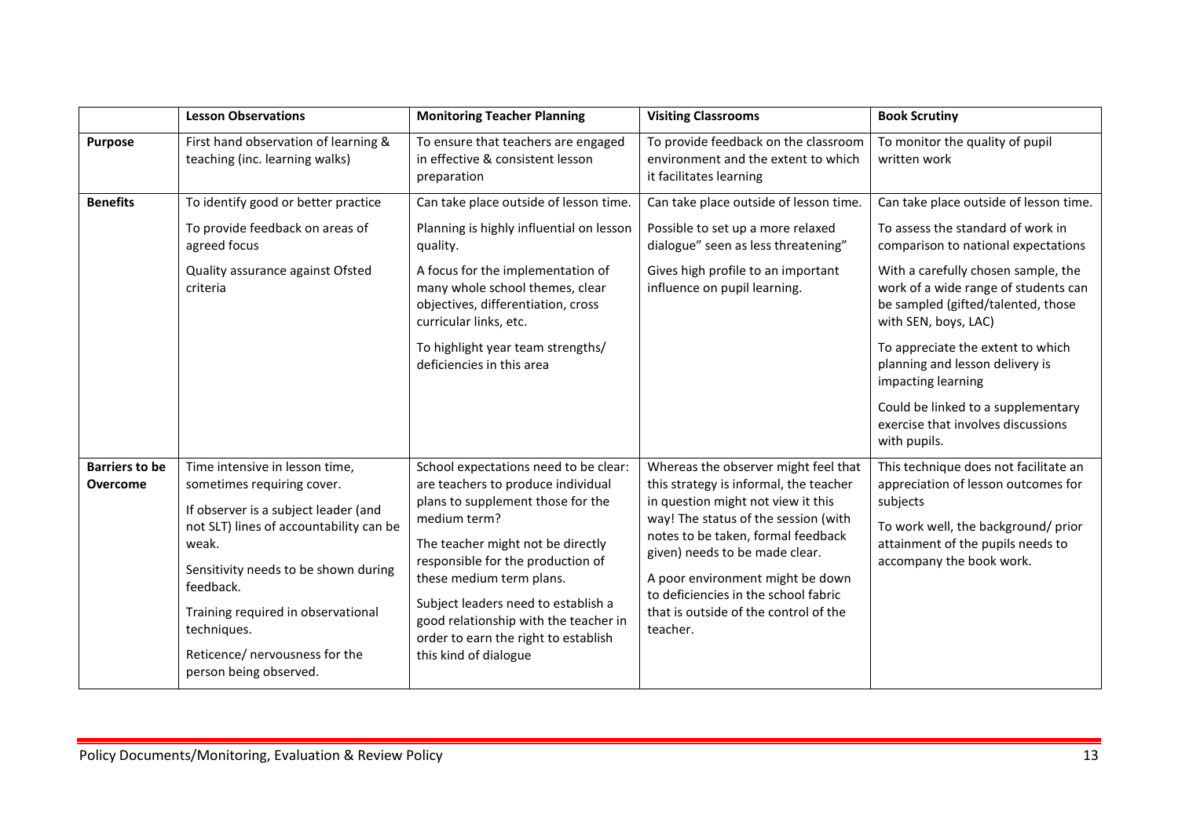| | Lesson Observations | Monitoring Teacher Planning | Visiting Classrooms | Book Scrutiny |
|---|---|---|---|---|
| **Purpose** | First hand observation of learning & teaching (inc. learning walks) | To ensure that teachers are engaged in effective & consistent lesson preparation | To provide feedback on the classroom environment and the extent to which it facilitates learning | To monitor the quality of pupil written work |
| **Benefits** | To identify good or better practice<br><br>To provide feedback on areas of agreed focus<br><br>Quality assurance against Ofsted criteria | Can take place outside of lesson time.<br><br>Planning is highly influential on lesson quality.<br><br>A focus for the implementation of many whole school themes, clear objectives, differentiation, cross curricular links, etc.<br><br>To highlight year team strengths/ deficiencies in this area | Can take place outside of lesson time.<br><br>Possible to set up a more relaxed dialogue" seen as less threatening"<br><br>Gives high profile to an important influence on pupil learning. | Can take place outside of lesson time.<br><br>To assess the standard of work in comparison to national expectations<br><br>With a carefully chosen sample, the work of a wide range of students can be sampled (gifted/talented, those with SEN, boys, LAC)<br><br>To appreciate the extent to which planning and lesson delivery is impacting learning<br><br>Could be linked to a supplementary exercise that involves discussions with pupils. |
| **Barriers to be Overcome** | Time intensive in lesson time, sometimes requiring cover.<br><br>If observer is a subject leader (and not SLT) lines of accountability can be weak.<br><br>Sensitivity needs to be shown during feedback.<br><br>Training required in observational techniques.<br><br>Reticence/ nervousness for the person being observed. | School expectations need to be clear: are teachers to produce individual plans to supplement those for the medium term?<br><br>The teacher might not be directly responsible for the production of these medium term plans.<br><br>Subject leaders need to establish a good relationship with the teacher in order to earn the right to establish this kind of dialogue | Whereas the observer might feel that this strategy is informal, the teacher in question might not view it this way! The status of the session (with notes to be taken, formal feedback given) needs to be made clear.<br><br>A poor environment might be down to deficiencies in the school fabric that is outside of the control of the teacher. | This technique does not facilitate an appreciation of lesson outcomes for subjects<br><br>To work well, the background/ prior attainment of the pupils needs to accompany the book work. |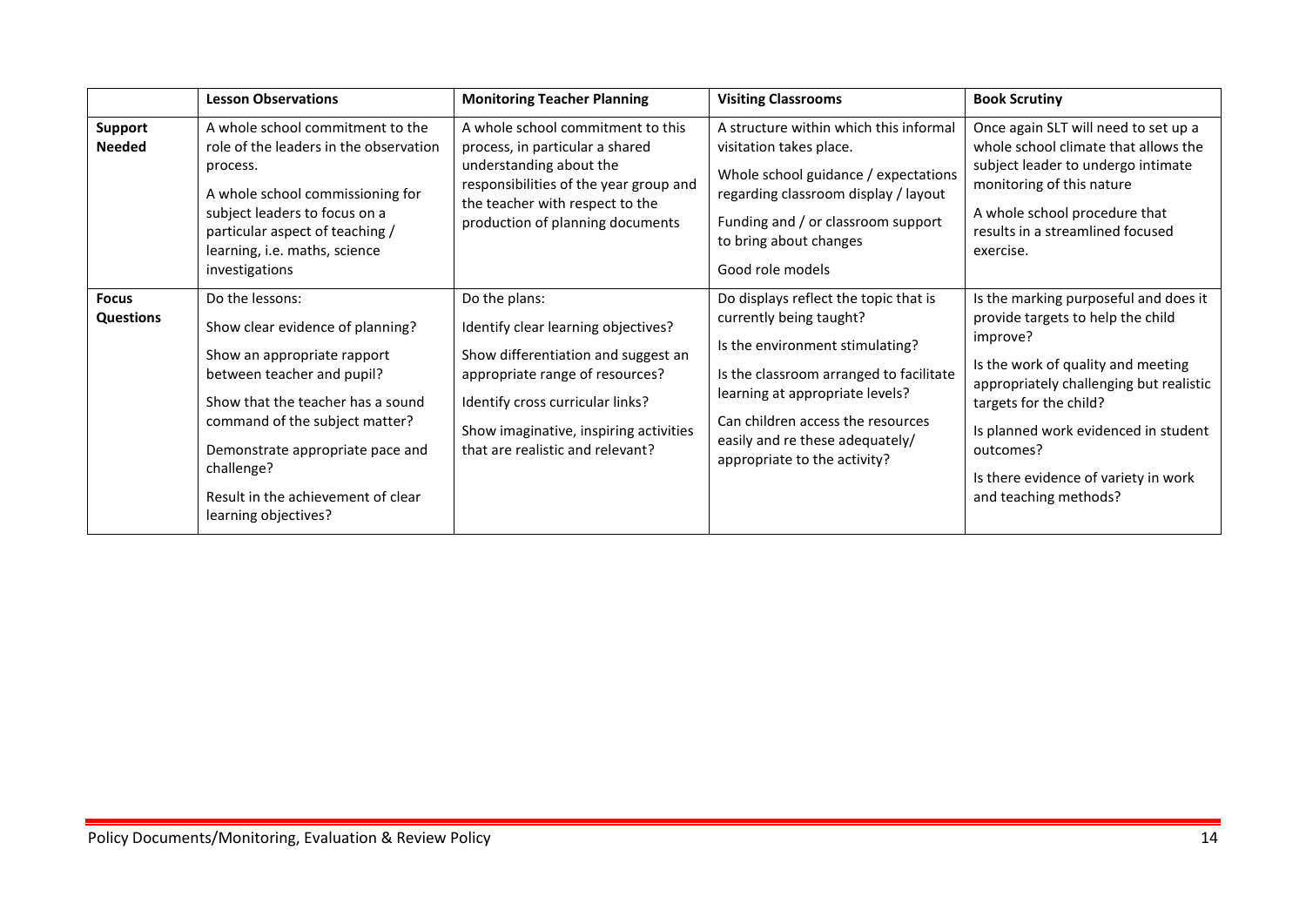| | Lesson Observations | Monitoring Teacher Planning | Visiting Classrooms | Book Scrutiny |
|---|---|---|---|---|
| **Support Needed** | A whole school commitment to the role of the leaders in the observation process.<br><br>A whole school commissioning for subject leaders to focus on a particular aspect of teaching / learning, i.e. maths, science investigations | A whole school commitment to this process, in particular a shared understanding about the responsibilities of the year group and the teacher with respect to the production of planning documents | A structure within which this informal visitation takes place.<br><br>Whole school guidance / expectations regarding classroom display / layout<br><br>Funding and / or classroom support to bring about changes<br><br>Good role models | Once again SLT will need to set up a whole school climate that allows the subject leader to undergo intimate monitoring of this nature<br><br>A whole school procedure that results in a streamlined focused exercise. |
| **Focus Questions** | Do the lessons:<br><br>Show clear evidence of planning?<br><br>Show an appropriate rapport between teacher and pupil?<br><br>Show that the teacher has a sound command of the subject matter?<br><br>Demonstrate appropriate pace and challenge?<br><br>Result in the achievement of clear learning objectives? | Do the plans:<br><br>Identify clear learning objectives?<br><br>Show differentiation and suggest an appropriate range of resources?<br><br>Identify cross curricular links?<br><br>Show imaginative, inspiring activities that are realistic and relevant? | Do displays reflect the topic that is currently being taught?<br><br>Is the environment stimulating?<br><br>Is the classroom arranged to facilitate learning at appropriate levels?<br><br>Can children access the resources easily and re these adequately/ appropriate to the activity? | Is the marking purposeful and does it provide targets to help the child improve?<br><br>Is the work of quality and meeting appropriately challenging but realistic targets for the child?<br><br>Is planned work evidenced in student outcomes?<br><br>Is there evidence of variety in work and teaching methods? |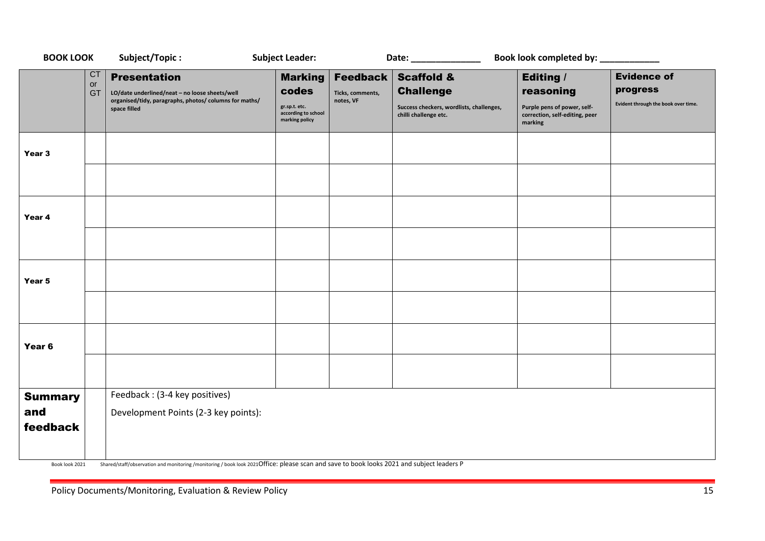**BOOK LOOK** **Subject/Topic :** **Subject Leader:** **Date: ______________** **Book look completed by: ____________**

| | CT or GT | **Presentation** LO/date underlined/neat – no loose sheets/well organised/tidy, paragraphs, photos/ columns for maths/ space filled | **Marking codes** gr.sp.t. etc. according to school marking policy | **Feedback** Ticks, comments, notes, VF | **Scaffold & Challenge** Success checkers, wordlists, challenges, chilli challenge etc. | **Editing / reasoning** Purple pens of power, self-correction, self-editing, peer marking | **Evidence of progress** Evident through the book over time. |
|---|---|---|---|---|---|---|---|
| **Year 3** | | | | | | | |
| | | | | | | | |
| **Year 4** | | | | | | | |
| | | | | | | | |
| **Year 5** | | | | | | | |
| | | | | | | | |
| **Year 6** | | | | | | | |
| | | | | | | | |
| **Summary and feedback** | | Feedback : (3-4 key positives)<br>Development Points (2-3 key points): | | | | | |

Book look 2021 Shared/staff/observation and monitoring /monitoring / book look 2021Office: please scan and save to book looks 2021 and subject leaders P

Policy Documents/Monitoring, Evaluation & Review Policy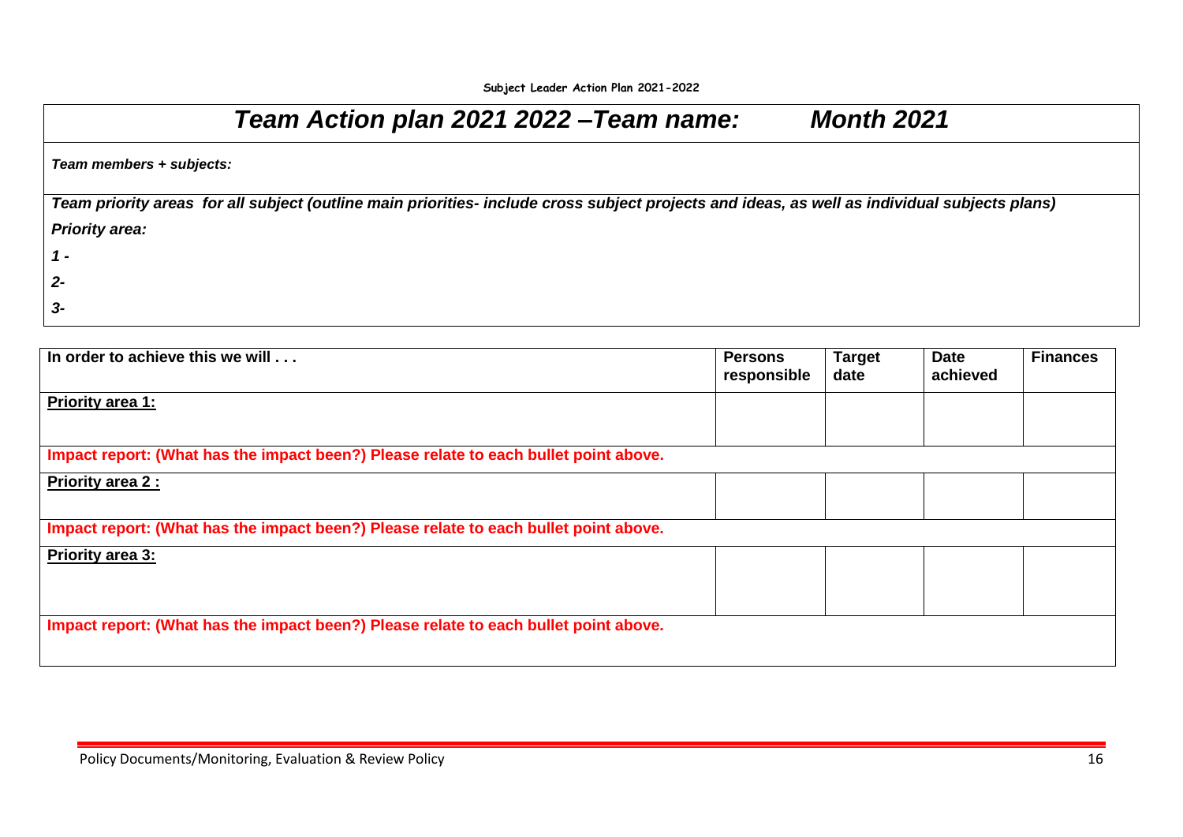**Subject Leader Action Plan 2021-2022**

## *Team Action plan 2021 2022 –Team name: Month 2021*

***Team members + subjects:***

***Team priority areas for all subject (outline main priorities- include cross subject projects and ideas, as well as individual subjects plans)***

***Priority area:***

***1 -***

***2-***

***3-***

| In order to achieve this we will . . . | Persons responsible | Target date | Date achieved | Finances |
|---|---|---|---|---|
| **Priority area 1:** | | | | |
| **Impact report: (What has the impact been?) Please relate to each bullet point above.** | | | | |
| **Priority area 2 :** | | | | |
| **Impact report: (What has the impact been?) Please relate to each bullet point above.** | | | | |
| **Priority area 3:** | | | | |
| **Impact report: (What has the impact been?) Please relate to each bullet point above.** | | | | |